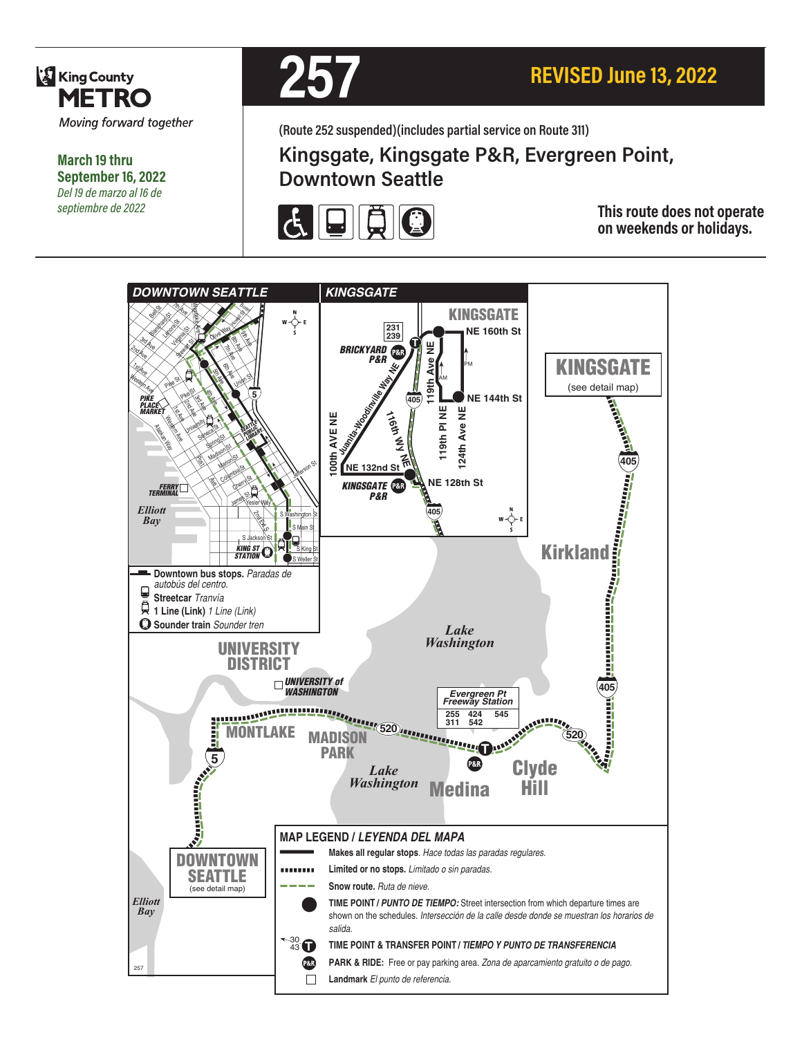King County METRO

*Moving forward together*

**March 19 thru September 16, 2022**

*Del 19 de marzo al 16 de septiembre de 2022*

# 257

## REVISED June 13, 2022

**(Route 252 suspended)(includes partial service on Route 311)**

## Kingsgate, Kingsgate P&R, Evergreen Point, Downtown Seattle

**This route does not operate on weekends or holidays.**

### DOWNTOWN SEATTLE

PIKE PLACE MARKET, FERRY TERMINAL, Elliott Bay, SEATTLE PUBLIC LIBRARY, KING ST STATION

Bell St, Blanchard St, Lenora St, Virginia St, Stewart St, Pine St, Pike St, Union St, University St, Seneca St, Spring St, Madison St, Marion St, Columbia St, Cherry St, James St, Yesler Way, Jefferson St, S Washington St, S Main St, S Jackson St, S King St, S Weller St, Olive Way, Howell St, Boren, Westlake Ave, 1st Ave, 2nd Ave, 3rd Ave, 4th Ave, 5th Ave, 6th Ave, 7th Ave, 8th Ave, 9th Ave, Western Ave, Alaskan Way, 2nd Ave S

- **Downtown bus stops.** *Paradas de autobús del centro.*
- **Streetcar** *Tranvía*
- **1 Line (Link)** *1 Line (Link)*
- **Sounder train** *Sounder tren*

### KINGSGATE

KINGSGATE, NE 160th St, NE 144th St, NE 132nd St, NE 128th St, BRICKYARD P&R (231, 239), KINGSGATE P&R, 100th AVE NE, Juanita-Woodinville Way NE, 116th Way NE, 119th Ave NE, 119th Pl NE, 124th Ave NE, 405, AM, PM

KINGSGATE (see detail map), Kirkland, Lake Washington, UNIVERSITY DISTRICT, UNIVERSITY of WASHINGTON, MONTLAKE, MADISON PARK, Medina, Clyde Hill, DOWNTOWN SEATTLE (see detail map), Elliott Bay

Evergreen Pt Freeway Station: 255, 424, 545, 311, 542

### MAP LEGEND / *LEYENDA DEL MAPA*

- **Makes all regular stops**. *Hace todas las paradas regulares.*
- **Limited or no stops.** *Limitado o sin paradas.*
- **Snow route.** *Ruta de nieve.*
- **TIME POINT /** ***PUNTO DE TIEMPO:*** Street intersection from which departure times are shown on the schedules. *Intersección de la calle desde donde se muestran los horarios de salida.*
- **TIME POINT & TRANSFER POINT /** ***TIEMPO Y PUNTO DE TRANSFERENCIA***
- **PARK & RIDE:** Free or pay parking area. *Zona de aparcamiento gratuito o de pago.*
- **Landmark** *El punto de referencia.*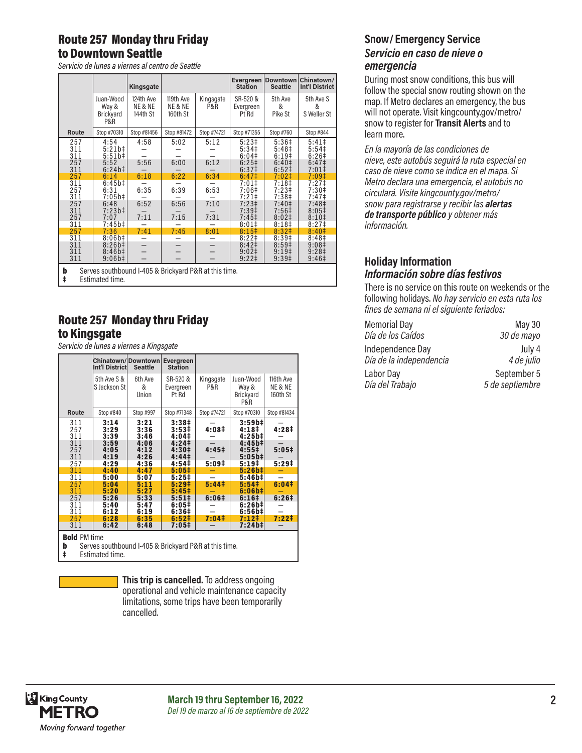## Route 257 Monday thru Friday to Downtown Seattle

*Servicio de lunes a viernes al centro de Seattle*

| | | Kingsgate | | | Evergreen Station | Downtown Seattle | Chinatown/ Int'l District |
|---|---|---|---|---|---|---|---|
| | Juan-Wood Way & Brickyard P&R | 124th Ave NE & NE 144th St | 119th Ave NE & NE 160th St | Kingsgate P&R | SR-520 & Evergreen Pt Rd | 5th Ave & Pike St | 5th Ave S & S Weller St |
| Route | Stop #70310 | Stop #81456 | Stop #81472 | Stop #74721 | Stop #71355 | Stop #760 | Stop #844 |
| 257 | 4:54 | 4:58 | 5:02 | 5:12 | 5:23‡ | 5:36‡ | 5:41‡ |
| 311 | 5:21b‡ | — | — | — | 5:34‡ | 5:48‡ | 5:54‡ |
| 311 | 5:51b‡ | — | — | — | 6:04‡ | 6:19‡ | 6:26‡ |
| 257 | 5:52 | 5:56 | 6:00 | 6:12 | 6:25‡ | 6:40‡ | 6:47‡ |
| 311 | 6:24b‡ | — | — | — | 6:37‡ | 6:52‡ | 7:01‡ |
| 257 | 6:14 | 6:18 | 6:22 | 6:34 | 6:47‡ | 7:02‡ | 7:09‡ |
| 311 | 6:45b‡ | — | — | — | 7:01‡ | 7:18‡ | 7:27‡ |
| 257 | 6:31 | 6:35 | 6:39 | 6:53 | 7:06‡ | 7:23‡ | 7:30‡ |
| 311 | 7:05b‡ | — | — | — | 7:21‡ | 7:38‡ | 7:47‡ |
| 257 | 6:48 | 6:52 | 6:56 | 7:10 | 7:23‡ | 7:40‡ | 7:48‡ |
| 311 | 7:23b‡ | — | — | — | 7:39‡ | 7:56‡ | 8:05‡ |
| 257 | 7:07 | 7:11 | 7:15 | 7:31 | 7:45‡ | 8:02‡ | 8:10‡ |
| 311 | 7:45b‡ | — | — | — | 8:01‡ | 8:18‡ | 8:27‡ |
| 257 | 7:36 | 7:41 | 7:45 | 8:01 | 8:15‡ | 8:32‡ | 8:40‡ |
| 311 | 8:06b‡ | — | — | — | 8:22‡ | 8:39‡ | 8:48‡ |
| 311 | 8:26b‡ | — | — | — | 8:42‡ | 8:59‡ | 9:08‡ |
| 311 | 8:46b‡ | — | — | — | 9:02‡ | 9:19‡ | 9:28‡ |
| 311 | 9:06b‡ | — | — | — | 9:22‡ | 9:39‡ | 9:46‡ |

**b** Serves southbound I-405 & Brickyard P&R at this time.
‡ Estimated time.

## Route 257 Monday thru Friday to Kingsgate

*Servicio de lunes a viernes a Kingsgate*

| | Chinatown/ Int'l District | Downtown Seattle | Evergreen Station | | | |
|---|---|---|---|---|---|---|
| | 5th Ave S & S Jackson St | 6th Ave & Union | SR-520 & Evergreen Pt Rd | Kingsgate P&R | Juan-Wood Way & Brickyard P&R | 116th Ave NE & NE 160th St |
| Route | Stop #840 | Stop #997 | Stop #71348 | Stop #74721 | Stop #70310 | Stop #81434 |
| 311 | **3:14** | **3:21** | **3:38‡** | — | **3:59b‡** | — |
| 257 | **3:29** | **3:36** | **3:53‡** | **4:08‡** | **4:18‡** | **4:28‡** |
| 311 | **3:39** | **3:46** | **4:04‡** | — | **4:25b‡** | — |
| 311 | **3:59** | **4:06** | **4:24‡** | — | **4:45b‡** | — |
| 257 | **4:05** | **4:12** | **4:30‡** | **4:45‡** | **4:55‡** | **5:05‡** |
| 311 | **4:19** | **4:26** | **4:44‡** | — | **5:05b‡** | — |
| 257 | **4:29** | **4:36** | **4:54‡** | **5:09‡** | **5:19‡** | **5:29‡** |
| 311 | **4:40** | **4:47** | **5:05‡** | — | **5:26b‡** | — |
| 311 | **5:00** | **5:07** | **5:25‡** | — | **5:46b‡** | — |
| 257 | **5:04** | **5:11** | **5:29‡** | **5:44‡** | **5:54‡** | **6:04‡** |
| 311 | **5:20** | **5:27** | **5:45‡** | — | **6:06b‡** | — |
| 257 | **5:26** | **5:33** | **5:51‡** | **6:06‡** | **6:16‡** | **6:26‡** |
| 311 | **5:40** | **5:47** | **6:05‡** | — | **6:26b‡** | — |
| 311 | **6:12** | **6:19** | **6:36‡** | — | **6:56b‡** | — |
| 257 | **6:28** | **6:35** | **6:52‡** | **7:04‡** | **7:12‡** | **7:22‡** |
| 311 | **6:42** | **6:48** | **7:05‡** | — | **7:24b‡** | — |

**Bold** PM time
**b** Serves southbound I-405 & Brickyard P&R at this time.
‡ Estimated time.

**This trip is cancelled.** To address ongoing operational and vehicle maintenance capacity limitations, some trips have been temporarily cancelled.

### Snow/ Emergency Service
### *Servicio en caso de nieve o emergencia*

During most snow conditions, this bus will follow the special snow routing shown on the map. If Metro declares an emergency, the bus will not operate. Visit kingcounty.gov/metro/snow to register for **Transit Alerts** and to learn more.

*En la mayoría de las condiciones de nieve, este autobús seguirá la ruta especial en caso de nieve como se indica en el mapa. Si Metro declara una emergencia, el autobús no circulará. Visite kingcounty.gov/metro/snow para registrarse y recibir las* ***alertas de transporte público*** *y obtener más información.*

### Holiday Information
### *Información sobre días festivos*

There is no service on this route on weekends or the following holidays. *No hay servicio en esta ruta los fines de semana ni el siguiente feriados:*

| | |
|---|---|
| Memorial Day<br>*Día de los Caídos* | May 30<br>*30 de mayo* |
| Independence Day<br>*Día de la independencia* | July 4<br>*4 de julio* |
| Labor Day<br>*Día del Trabajo* | September 5<br>*5 de septiembre* |

King County METRO
*Moving forward together*

**March 19 thru September 16, 2022**
*Del 19 de marzo al 16 de septiembre de 2022*